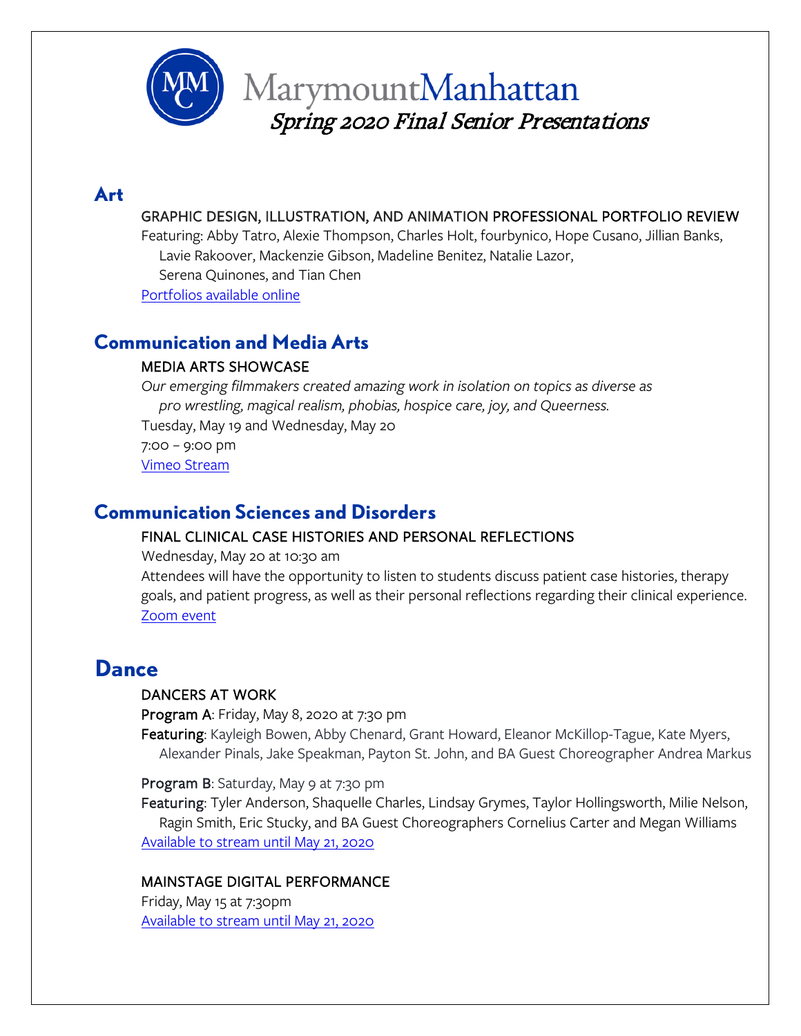# MarymountManhattan

## *Spring 2020 Final Senior Presentations*

## Art

GRAPHIC DESIGN, ILLUSTRATION, AND ANIMATION PROFESSIONAL PORTFOLIO REVIEW

Featuring: Abby Tatro, Alexie Thompson, Charles Holt, fourbynico, Hope Cusano, Jillian Banks, Lavie Rakoover, Mackenzie Gibson, Madeline Benitez, Natalie Lazor, Serena Quinones, and Tian Chen

Portfolios available online

## Communication and Media Arts

MEDIA ARTS SHOWCASE

*Our emerging filmmakers created amazing work in isolation on topics as diverse as pro wrestling, magical realism, phobias, hospice care, joy, and Queerness.*

Tuesday, May 19 and Wednesday, May 20

7:00 – 9:00 pm

Vimeo Stream

## Communication Sciences and Disorders

FINAL CLINICAL CASE HISTORIES AND PERSONAL REFLECTIONS

Wednesday, May 20 at 10:30 am

Attendees will have the opportunity to listen to students discuss patient case histories, therapy goals, and patient progress, as well as their personal reflections regarding their clinical experience.

Zoom event

## Dance

DANCERS AT WORK

**Program A**: Friday, May 8, 2020 at 7:30 pm

**Featuring**: Kayleigh Bowen, Abby Chenard, Grant Howard, Eleanor McKillop-Tague, Kate Myers, Alexander Pinals, Jake Speakman, Payton St. John, and BA Guest Choreographer Andrea Markus

**Program B**: Saturday, May 9 at 7:30 pm

**Featuring**: Tyler Anderson, Shaquelle Charles, Lindsay Grymes, Taylor Hollingsworth, Milie Nelson, Ragin Smith, Eric Stucky, and BA Guest Choreographers Cornelius Carter and Megan Williams

Available to stream until May 21, 2020

MAINSTAGE DIGITAL PERFORMANCE

Friday, May 15 at 7:30pm

Available to stream until May 21, 2020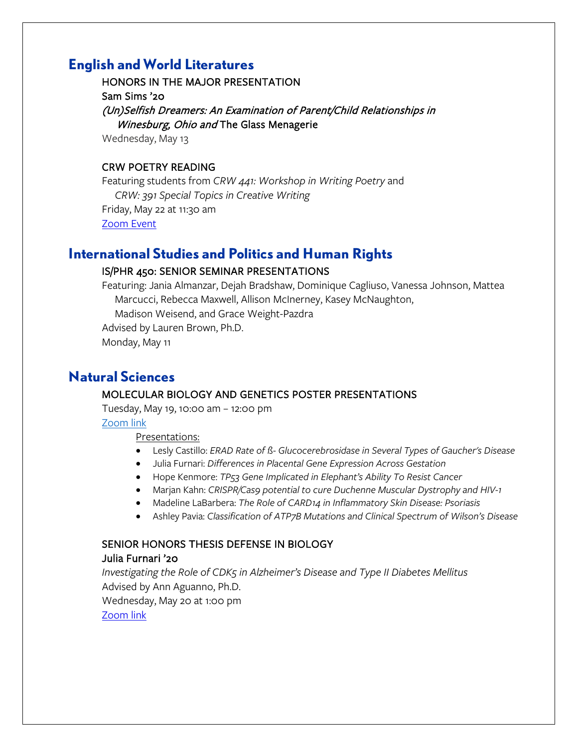## English and World Literatures

HONORS IN THE MAJOR PRESENTATION

Sam Sims '20

*(Un)Selfish Dreamers: An Examination of Parent/Child Relationships in Winesburg, Ohio and* The Glass Menagerie

Wednesday, May 13

CRW POETRY READING

Featuring students from *CRW 441: Workshop in Writing Poetry* and *CRW: 391 Special Topics in Creative Writing*

Friday, May 22 at 11:30 am

Zoom Event

## International Studies and Politics and Human Rights

IS/PHR 450: SENIOR SEMINAR PRESENTATIONS

Featuring: Jania Almanzar, Dejah Bradshaw, Dominique Cagliuso, Vanessa Johnson, Mattea Marcucci, Rebecca Maxwell, Allison McInerney, Kasey McNaughton, Madison Weisend, and Grace Weight-Pazdra

Advised by Lauren Brown, Ph.D.

Monday, May 11

## Natural Sciences

MOLECULAR BIOLOGY AND GENETICS POSTER PRESENTATIONS

Tuesday, May 19, 10:00 am – 12:00 pm

Zoom link

Presentations:

- Lesly Castillo: *ERAD Rate of ß- Glucocerebrosidase in Several Types of Gaucher's Disease*
- Julia Furnari: *Differences in Placental Gene Expression Across Gestation*
- Hope Kenmore: *TP53 Gene Implicated in Elephant's Ability To Resist Cancer*
- Marjan Kahn: *CRISPR/Cas9 potential to cure Duchenne Muscular Dystrophy and HIV-1*
- Madeline LaBarbera: *The Role of CARD14 in Inflammatory Skin Disease: Psoriasis*
- Ashley Pavia: *Classification of ATP7B Mutations and Clinical Spectrum of Wilson's Disease*

SENIOR HONORS THESIS DEFENSE IN BIOLOGY

Julia Furnari '20

*Investigating the Role of CDK5 in Alzheimer's Disease and Type II Diabetes Mellitus*

Advised by Ann Aguanno, Ph.D.

Wednesday, May 20 at 1:00 pm

Zoom link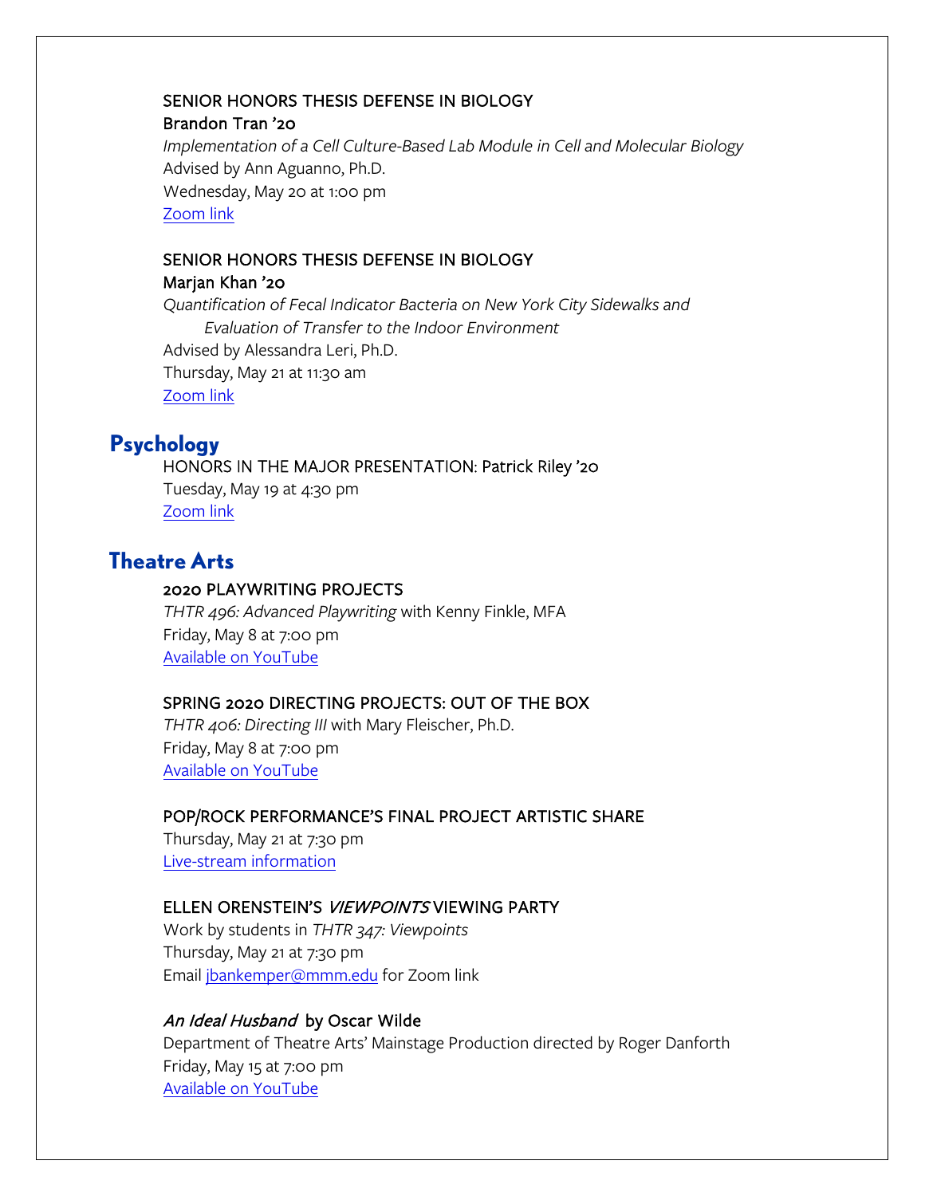SENIOR HONORS THESIS DEFENSE IN BIOLOGY
Brandon Tran '20
*Implementation of a Cell Culture-Based Lab Module in Cell and Molecular Biology*
Advised by Ann Aguanno, Ph.D.
Wednesday, May 20 at 1:00 pm
[Zoom link]

SENIOR HONORS THESIS DEFENSE IN BIOLOGY
Marjan Khan '20
*Quantification of Fecal Indicator Bacteria on New York City Sidewalks and Evaluation of Transfer to the Indoor Environment*
Advised by Alessandra Leri, Ph.D.
Thursday, May 21 at 11:30 am
[Zoom link]

## Psychology

HONORS IN THE MAJOR PRESENTATION: Patrick Riley '20
Tuesday, May 19 at 4:30 pm
[Zoom link]

## Theatre Arts

2020 PLAYWRITING PROJECTS
*THTR 496: Advanced Playwriting* with Kenny Finkle, MFA
Friday, May 8 at 7:00 pm
[Available on YouTube]

SPRING 2020 DIRECTING PROJECTS: OUT OF THE BOX
*THTR 406: Directing III* with Mary Fleischer, Ph.D.
Friday, May 8 at 7:00 pm
[Available on YouTube]

POP/ROCK PERFORMANCE'S FINAL PROJECT ARTISTIC SHARE
Thursday, May 21 at 7:30 pm
[Live-stream information]

ELLEN ORENSTEIN'S *VIEWPOINTS* VIEWING PARTY
Work by students in *THTR 347: Viewpoints*
Thursday, May 21 at 7:30 pm
Email jbankemper@mmm.edu for Zoom link

*An Ideal Husband* by Oscar Wilde
Department of Theatre Arts' Mainstage Production directed by Roger Danforth
Friday, May 15 at 7:00 pm
[Available on YouTube]